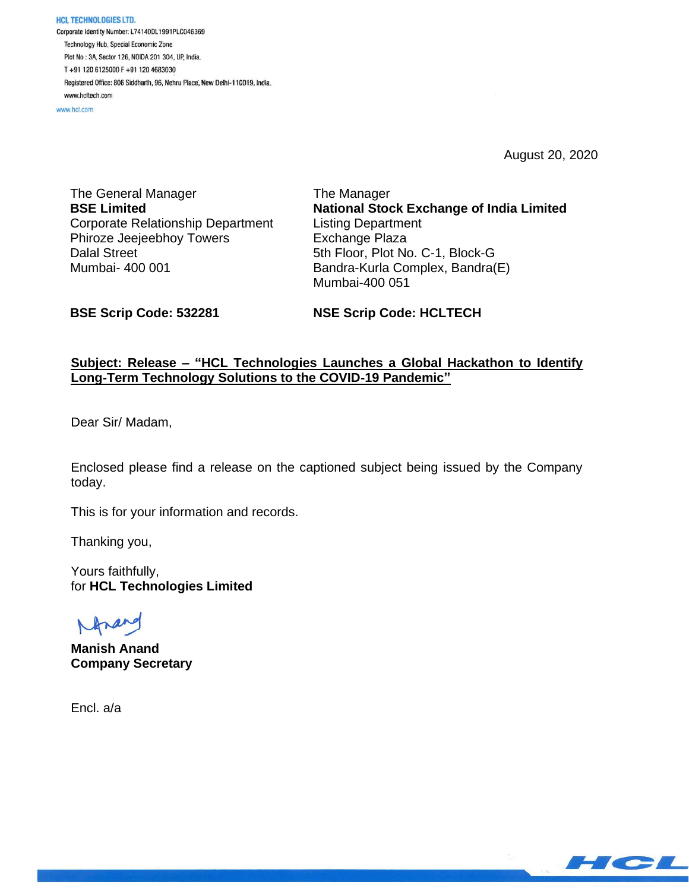**HCL TECHNOLOGIES LTD.**
Corporate Identity Number: L74140DL1991PLC046369
Technology Hub, Special Economic Zone
Plot No : 3A, Sector 126, NOIDA 201 304, UP, India.
T +91 120 6125000 F +91 120 4683030
Registered Office: 806 Siddharth, 96, Nehru Place, New Delhi-110019, India.
www.hcltech.com
www.hcl.com

August 20, 2020

The General Manager
**BSE Limited**
Corporate Relationship Department
Phiroze Jeejeebhoy Towers
Dalal Street
Mumbai- 400 001

The Manager
**National Stock Exchange of India Limited**
Listing Department
Exchange Plaza
5th Floor, Plot No. C-1, Block-G
Bandra-Kurla Complex, Bandra(E)
Mumbai-400 051

**BSE Scrip Code: 532281**

**NSE Scrip Code: HCLTECH**

**Subject: Release – "HCL Technologies Launches a Global Hackathon to Identify Long-Term Technology Solutions to the COVID-19 Pandemic"**

Dear Sir/ Madam,

Enclosed please find a release on the captioned subject being issued by the Company today.

This is for your information and records.

Thanking you,

Yours faithfully,
for **HCL Technologies Limited**

**Manish Anand**
**Company Secretary**

Encl. a/a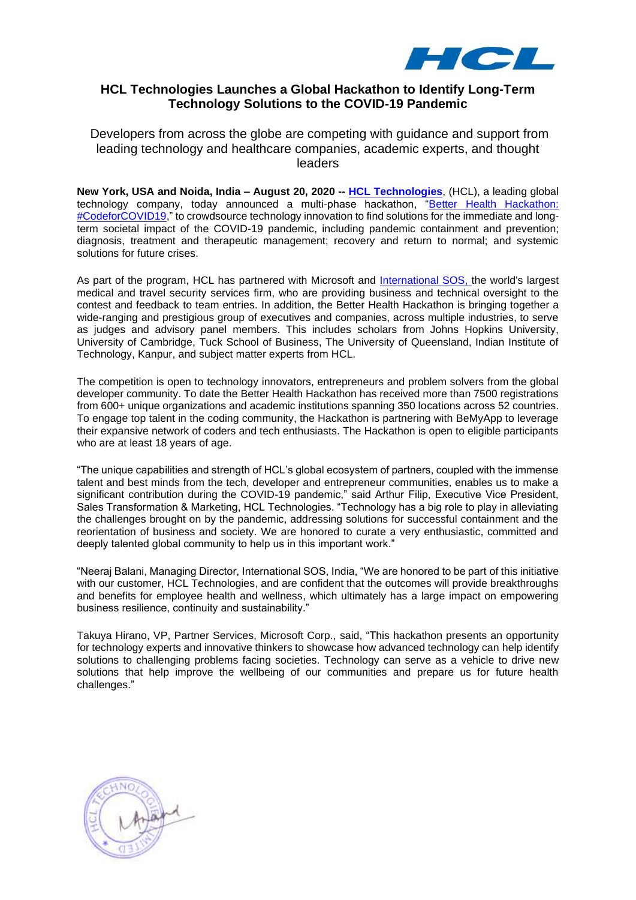## HCL Technologies Launches a Global Hackathon to Identify Long-Term Technology Solutions to the COVID-19 Pandemic

Developers from across the globe are competing with guidance and support from leading technology and healthcare companies, academic experts, and thought leaders

**New York, USA and Noida, India – August 20, 2020 -- HCL Technologies**, (HCL), a leading global technology company, today announced a multi-phase hackathon, "Better Health Hackathon: #CodeforCOVID19," to crowdsource technology innovation to find solutions for the immediate and long-term societal impact of the COVID-19 pandemic, including pandemic containment and prevention; diagnosis, treatment and therapeutic management; recovery and return to normal; and systemic solutions for future crises.

As part of the program, HCL has partnered with Microsoft and International SOS, the world's largest medical and travel security services firm, who are providing business and technical oversight to the contest and feedback to team entries. In addition, the Better Health Hackathon is bringing together a wide-ranging and prestigious group of executives and companies, across multiple industries, to serve as judges and advisory panel members. This includes scholars from Johns Hopkins University, University of Cambridge, Tuck School of Business, The University of Queensland, Indian Institute of Technology, Kanpur, and subject matter experts from HCL.

The competition is open to technology innovators, entrepreneurs and problem solvers from the global developer community. To date the Better Health Hackathon has received more than 7500 registrations from 600+ unique organizations and academic institutions spanning 350 locations across 52 countries. To engage top talent in the coding community, the Hackathon is partnering with BeMyApp to leverage their expansive network of coders and tech enthusiasts. The Hackathon is open to eligible participants who are at least 18 years of age.

"The unique capabilities and strength of HCL's global ecosystem of partners, coupled with the immense talent and best minds from the tech, developer and entrepreneur communities, enables us to make a significant contribution during the COVID-19 pandemic," said Arthur Filip, Executive Vice President, Sales Transformation & Marketing, HCL Technologies. "Technology has a big role to play in alleviating the challenges brought on by the pandemic, addressing solutions for successful containment and the reorientation of business and society. We are honored to curate a very enthusiastic, committed and deeply talented global community to help us in this important work."

"Neeraj Balani, Managing Director, International SOS, India, "We are honored to be part of this initiative with our customer, HCL Technologies, and are confident that the outcomes will provide breakthroughs and benefits for employee health and wellness, which ultimately has a large impact on empowering business resilience, continuity and sustainability."

Takuya Hirano, VP, Partner Services, Microsoft Corp., said, "This hackathon presents an opportunity for technology experts and innovative thinkers to showcase how advanced technology can help identify solutions to challenging problems facing societies. Technology can serve as a vehicle to drive new solutions that help improve the wellbeing of our communities and prepare us for future health challenges."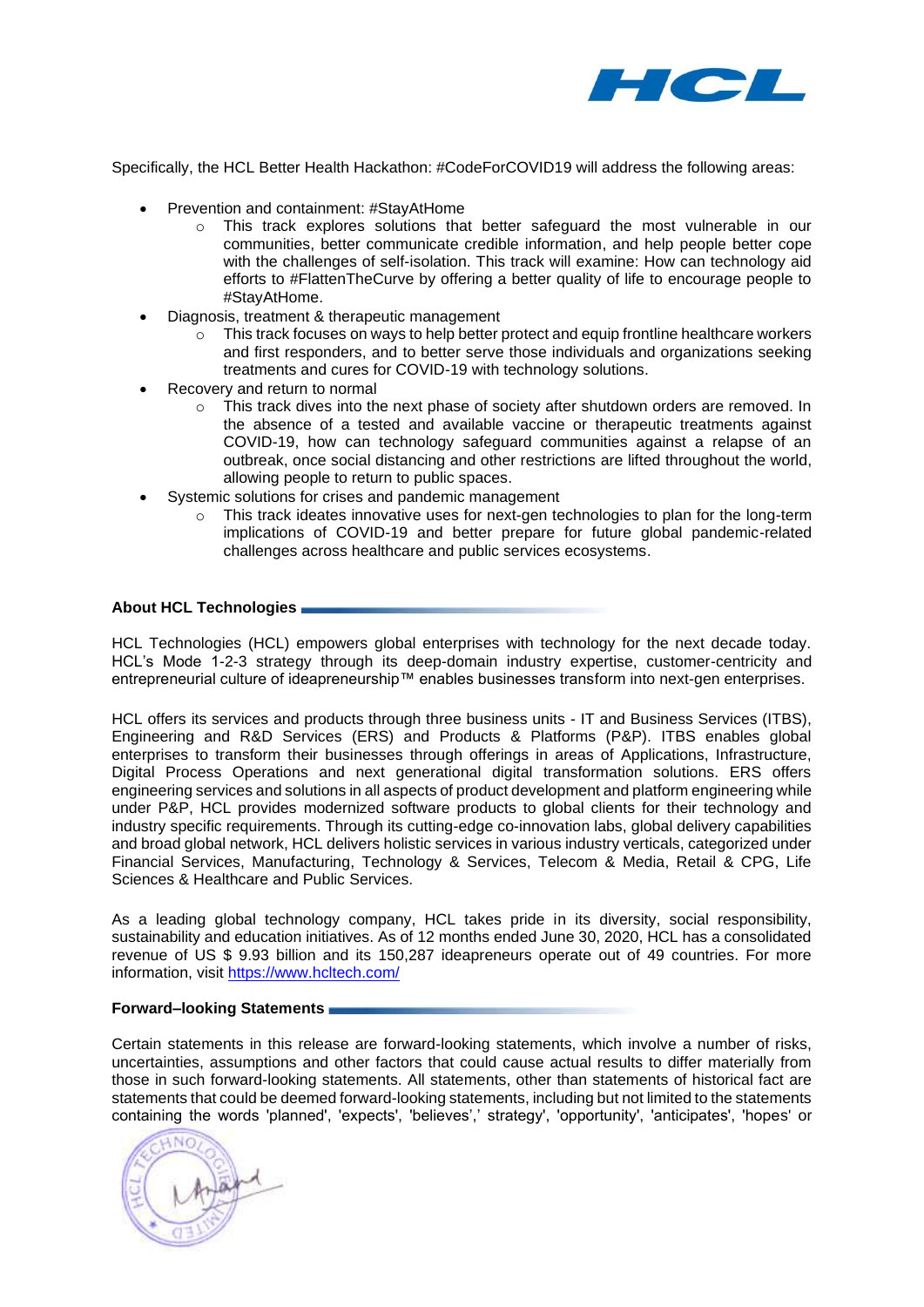Specifically, the HCL Better Health Hackathon: #CodeForCOVID19 will address the following areas:

- Prevention and containment: #StayAtHome
  - This track explores solutions that better safeguard the most vulnerable in our communities, better communicate credible information, and help people better cope with the challenges of self-isolation. This track will examine: How can technology aid efforts to #FlattenTheCurve by offering a better quality of life to encourage people to #StayAtHome.
- Diagnosis, treatment & therapeutic management
  - This track focuses on ways to help better protect and equip frontline healthcare workers and first responders, and to better serve those individuals and organizations seeking treatments and cures for COVID-19 with technology solutions.
- Recovery and return to normal
  - This track dives into the next phase of society after shutdown orders are removed. In the absence of a tested and available vaccine or therapeutic treatments against COVID-19, how can technology safeguard communities against a relapse of an outbreak, once social distancing and other restrictions are lifted throughout the world, allowing people to return to public spaces.
- Systemic solutions for crises and pandemic management
  - This track ideates innovative uses for next-gen technologies to plan for the long-term implications of COVID-19 and better prepare for future global pandemic-related challenges across healthcare and public services ecosystems.

**About HCL Technologies**

HCL Technologies (HCL) empowers global enterprises with technology for the next decade today. HCL's Mode 1-2-3 strategy through its deep-domain industry expertise, customer-centricity and entrepreneurial culture of ideapreneurship™ enables businesses transform into next-gen enterprises.

HCL offers its services and products through three business units - IT and Business Services (ITBS), Engineering and R&D Services (ERS) and Products & Platforms (P&P). ITBS enables global enterprises to transform their businesses through offerings in areas of Applications, Infrastructure, Digital Process Operations and next generational digital transformation solutions. ERS offers engineering services and solutions in all aspects of product development and platform engineering while under P&P, HCL provides modernized software products to global clients for their technology and industry specific requirements. Through its cutting-edge co-innovation labs, global delivery capabilities and broad global network, HCL delivers holistic services in various industry verticals, categorized under Financial Services, Manufacturing, Technology & Services, Telecom & Media, Retail & CPG, Life Sciences & Healthcare and Public Services.

As a leading global technology company, HCL takes pride in its diversity, social responsibility, sustainability and education initiatives. As of 12 months ended June 30, 2020, HCL has a consolidated revenue of US $ 9.93 billion and its 150,287 ideapreneurs operate out of 49 countries. For more information, visit https://www.hcltech.com/

**Forward–looking Statements**

Certain statements in this release are forward-looking statements, which involve a number of risks, uncertainties, assumptions and other factors that could cause actual results to differ materially from those in such forward-looking statements. All statements, other than statements of historical fact are statements that could be deemed forward-looking statements, including but not limited to the statements containing the words 'planned', 'expects', 'believes',' strategy', 'opportunity', 'anticipates', 'hopes' or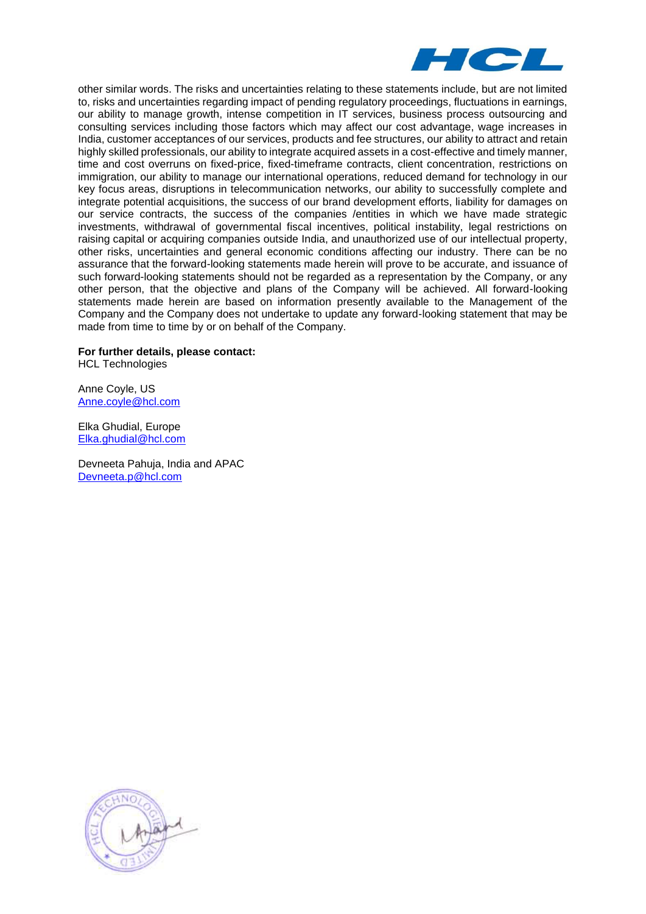other similar words. The risks and uncertainties relating to these statements include, but are not limited to, risks and uncertainties regarding impact of pending regulatory proceedings, fluctuations in earnings, our ability to manage growth, intense competition in IT services, business process outsourcing and consulting services including those factors which may affect our cost advantage, wage increases in India, customer acceptances of our services, products and fee structures, our ability to attract and retain highly skilled professionals, our ability to integrate acquired assets in a cost-effective and timely manner, time and cost overruns on fixed-price, fixed-timeframe contracts, client concentration, restrictions on immigration, our ability to manage our international operations, reduced demand for technology in our key focus areas, disruptions in telecommunication networks, our ability to successfully complete and integrate potential acquisitions, the success of our brand development efforts, liability for damages on our service contracts, the success of the companies /entities in which we have made strategic investments, withdrawal of governmental fiscal incentives, political instability, legal restrictions on raising capital or acquiring companies outside India, and unauthorized use of our intellectual property, other risks, uncertainties and general economic conditions affecting our industry. There can be no assurance that the forward-looking statements made herein will prove to be accurate, and issuance of such forward-looking statements should not be regarded as a representation by the Company, or any other person, that the objective and plans of the Company will be achieved. All forward-looking statements made herein are based on information presently available to the Management of the Company and the Company does not undertake to update any forward-looking statement that may be made from time to time by or on behalf of the Company.

**For further details, please contact:**
HCL Technologies

Anne Coyle, US
Anne.coyle@hcl.com

Elka Ghudial, Europe
Elka.ghudial@hcl.com

Devneeta Pahuja, India and APAC
Devneeta.p@hcl.com